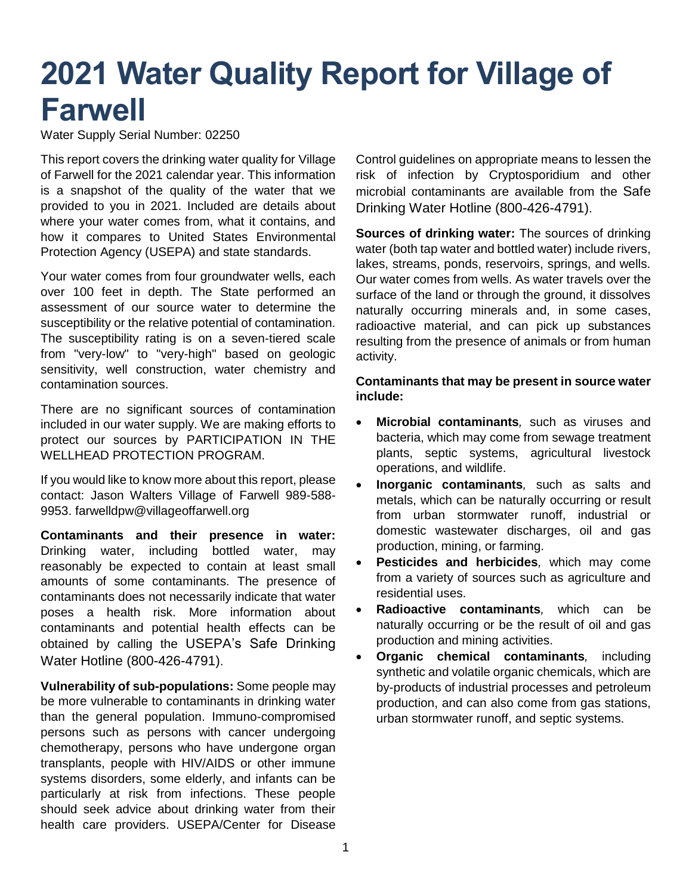# 2021 Water Quality Report for Village of Farwell

Water Supply Serial Number: 02250

This report covers the drinking water quality for Village of Farwell for the 2021 calendar year. This information is a snapshot of the quality of the water that we provided to you in 2021. Included are details about where your water comes from, what it contains, and how it compares to United States Environmental Protection Agency (USEPA) and state standards.

Your water comes from four groundwater wells, each over 100 feet in depth. The State performed an assessment of our source water to determine the susceptibility or the relative potential of contamination. The susceptibility rating is on a seven-tiered scale from "very-low" to "very-high" based on geologic sensitivity, well construction, water chemistry and contamination sources.

There are no significant sources of contamination included in our water supply. We are making efforts to protect our sources by PARTICIPATION IN THE WELLHEAD PROTECTION PROGRAM.

If you would like to know more about this report, please contact: Jason Walters Village of Farwell 989-588-9953. farwelldpw@villageoffarwell.org

**Contaminants and their presence in water:** Drinking water, including bottled water, may reasonably be expected to contain at least small amounts of some contaminants. The presence of contaminants does not necessarily indicate that water poses a health risk. More information about contaminants and potential health effects can be obtained by calling the USEPA's Safe Drinking Water Hotline (800-426-4791).

**Vulnerability of sub-populations:** Some people may be more vulnerable to contaminants in drinking water than the general population. Immuno-compromised persons such as persons with cancer undergoing chemotherapy, persons who have undergone organ transplants, people with HIV/AIDS or other immune systems disorders, some elderly, and infants can be particularly at risk from infections. These people should seek advice about drinking water from their health care providers. USEPA/Center for Disease Control guidelines on appropriate means to lessen the risk of infection by Cryptosporidium and other microbial contaminants are available from the Safe Drinking Water Hotline (800-426-4791).

**Sources of drinking water:** The sources of drinking water (both tap water and bottled water) include rivers, lakes, streams, ponds, reservoirs, springs, and wells. Our water comes from wells. As water travels over the surface of the land or through the ground, it dissolves naturally occurring minerals and, in some cases, radioactive material, and can pick up substances resulting from the presence of animals or from human activity.

**Contaminants that may be present in source water include:**

- **Microbial contaminants***,* such as viruses and bacteria, which may come from sewage treatment plants, septic systems, agricultural livestock operations, and wildlife.
- **Inorganic contaminants***,* such as salts and metals, which can be naturally occurring or result from urban stormwater runoff, industrial or domestic wastewater discharges, oil and gas production, mining, or farming.
- **Pesticides and herbicides***,* which may come from a variety of sources such as agriculture and residential uses.
- **Radioactive contaminants***,* which can be naturally occurring or be the result of oil and gas production and mining activities.
- **Organic chemical contaminants***,* including synthetic and volatile organic chemicals, which are by-products of industrial processes and petroleum production, and can also come from gas stations, urban stormwater runoff, and septic systems.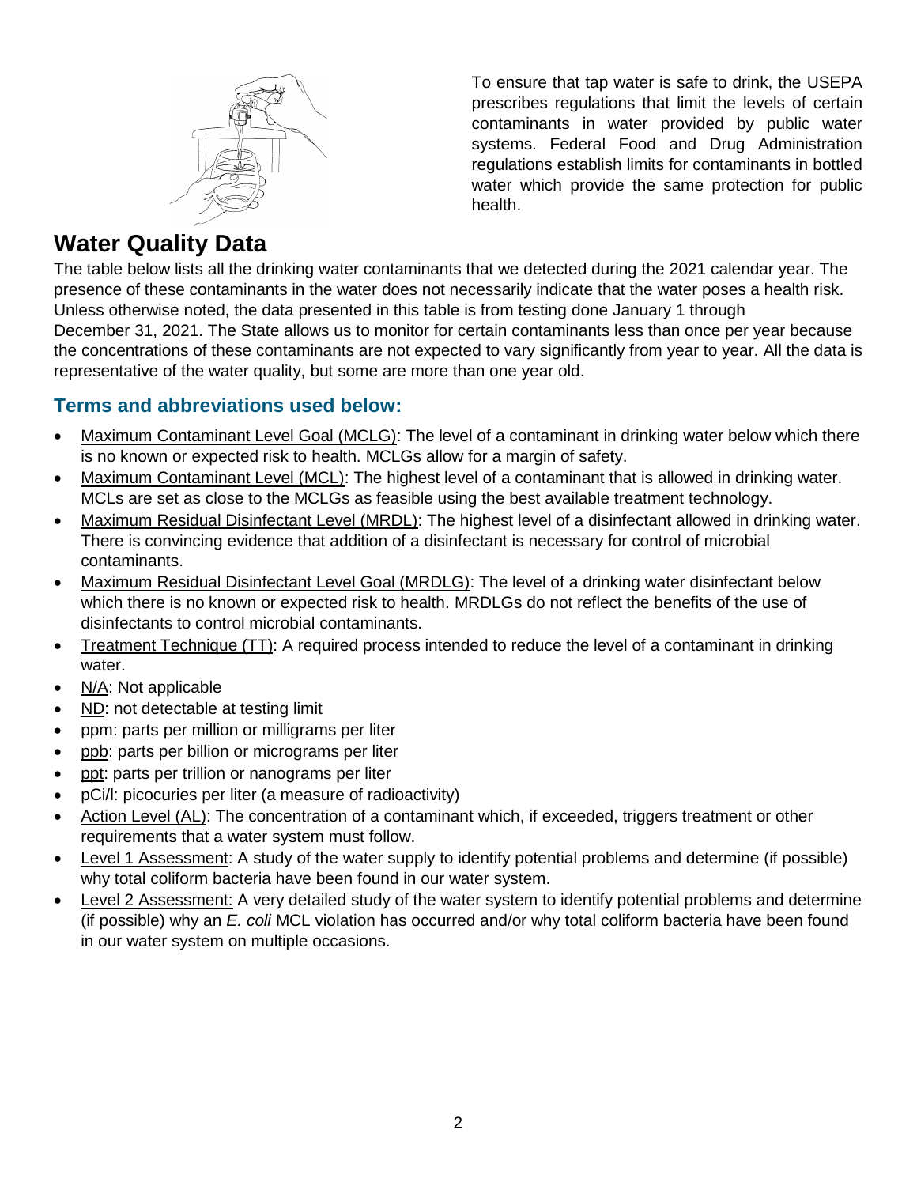To ensure that tap water is safe to drink, the USEPA prescribes regulations that limit the levels of certain contaminants in water provided by public water systems. Federal Food and Drug Administration regulations establish limits for contaminants in bottled water which provide the same protection for public health.

# Water Quality Data

The table below lists all the drinking water contaminants that we detected during the 2021 calendar year. The presence of these contaminants in the water does not necessarily indicate that the water poses a health risk. Unless otherwise noted, the data presented in this table is from testing done January 1 through December 31, 2021. The State allows us to monitor for certain contaminants less than once per year because the concentrations of these contaminants are not expected to vary significantly from year to year. All the data is representative of the water quality, but some are more than one year old.

## Terms and abbreviations used below:

- Maximum Contaminant Level Goal (MCLG): The level of a contaminant in drinking water below which there is no known or expected risk to health. MCLGs allow for a margin of safety.
- Maximum Contaminant Level (MCL): The highest level of a contaminant that is allowed in drinking water. MCLs are set as close to the MCLGs as feasible using the best available treatment technology.
- Maximum Residual Disinfectant Level (MRDL): The highest level of a disinfectant allowed in drinking water. There is convincing evidence that addition of a disinfectant is necessary for control of microbial contaminants.
- Maximum Residual Disinfectant Level Goal (MRDLG): The level of a drinking water disinfectant below which there is no known or expected risk to health. MRDLGs do not reflect the benefits of the use of disinfectants to control microbial contaminants.
- Treatment Technique (TT): A required process intended to reduce the level of a contaminant in drinking water.
- N/A: Not applicable
- ND: not detectable at testing limit
- ppm: parts per million or milligrams per liter
- ppb: parts per billion or micrograms per liter
- ppt: parts per trillion or nanograms per liter
- pCi/l: picocuries per liter (a measure of radioactivity)
- Action Level (AL): The concentration of a contaminant which, if exceeded, triggers treatment or other requirements that a water system must follow.
- Level 1 Assessment: A study of the water supply to identify potential problems and determine (if possible) why total coliform bacteria have been found in our water system.
- Level 2 Assessment: A very detailed study of the water system to identify potential problems and determine (if possible) why an *E. coli* MCL violation has occurred and/or why total coliform bacteria have been found in our water system on multiple occasions.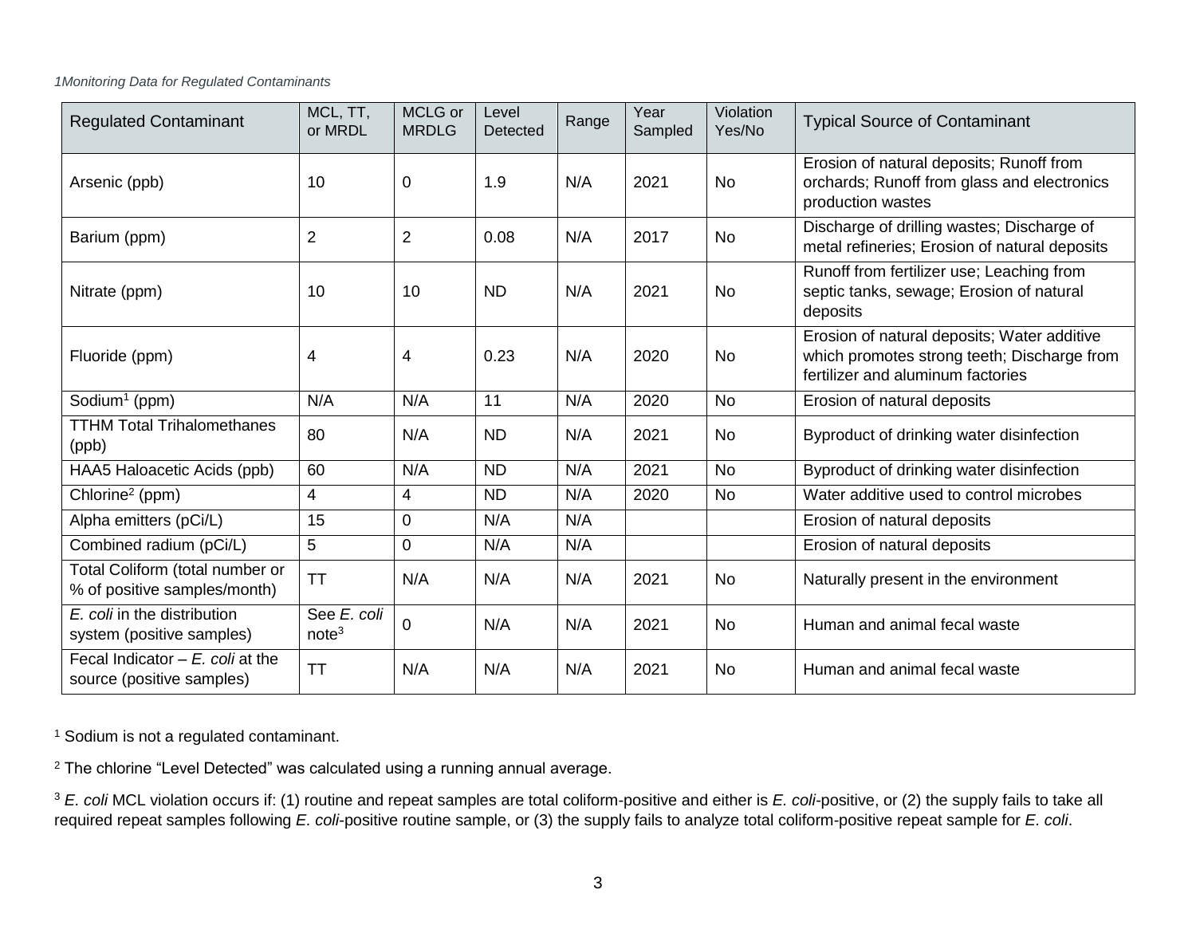*1Monitoring Data for Regulated Contaminants*

| Regulated Contaminant | MCL, TT, or MRDL | MCLG or MRDLG | Level Detected | Range | Year Sampled | Violation Yes/No | Typical Source of Contaminant |
|---|---|---|---|---|---|---|---|
| Arsenic (ppb) | 10 | 0 | 1.9 | N/A | 2021 | No | Erosion of natural deposits; Runoff from orchards; Runoff from glass and electronics production wastes |
| Barium (ppm) | 2 | 2 | 0.08 | N/A | 2017 | No | Discharge of drilling wastes; Discharge of metal refineries; Erosion of natural deposits |
| Nitrate (ppm) | 10 | 10 | ND | N/A | 2021 | No | Runoff from fertilizer use; Leaching from septic tanks, sewage; Erosion of natural deposits |
| Fluoride (ppm) | 4 | 4 | 0.23 | N/A | 2020 | No | Erosion of natural deposits; Water additive which promotes strong teeth; Discharge from fertilizer and aluminum factories |
| Sodium[1] (ppm) | N/A | N/A | 11 | N/A | 2020 | No | Erosion of natural deposits |
| TTHM Total Trihalomethanes (ppb) | 80 | N/A | ND | N/A | 2021 | No | Byproduct of drinking water disinfection |
| HAA5 Haloacetic Acids (ppb) | 60 | N/A | ND | N/A | 2021 | No | Byproduct of drinking water disinfection |
| Chlorine[2] (ppm) | 4 | 4 | ND | N/A | 2020 | No | Water additive used to control microbes |
| Alpha emitters (pCi/L) | 15 | 0 | N/A | N/A | | | Erosion of natural deposits |
| Combined radium (pCi/L) | 5 | 0 | N/A | N/A | | | Erosion of natural deposits |
| Total Coliform (total number or % of positive samples/month) | TT | N/A | N/A | N/A | 2021 | No | Naturally present in the environment |
| *E. coli* in the distribution system (positive samples) | See *E. coli* note[3] | 0 | N/A | N/A | 2021 | No | Human and animal fecal waste |
| Fecal Indicator – *E. coli* at the source (positive samples) | TT | N/A | N/A | N/A | 2021 | No | Human and animal fecal waste |

[1] Sodium is not a regulated contaminant.

[2] The chlorine "Level Detected" was calculated using a running annual average.

[3] *E. coli* MCL violation occurs if: (1) routine and repeat samples are total coliform-positive and either is *E. coli*-positive, or (2) the supply fails to take all required repeat samples following *E. coli*-positive routine sample, or (3) the supply fails to analyze total coliform-positive repeat sample for *E. coli*.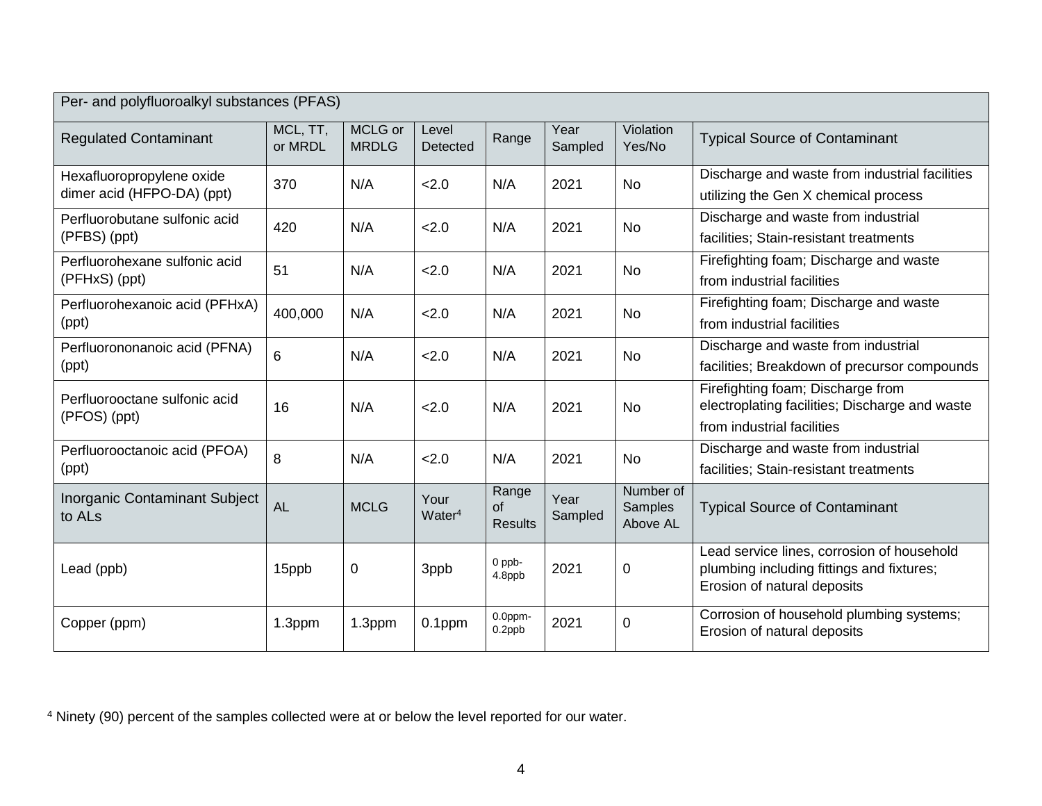| Per- and polyfluoroalkyl substances (PFAS) | | | | | | | |
|---|---|---|---|---|---|---|---|
| Regulated Contaminant | MCL, TT, or MRDL | MCLG or MRDLG | Level Detected | Range | Year Sampled | Violation Yes/No | Typical Source of Contaminant |
| Hexafluoropropylene oxide dimer acid (HFPO-DA) (ppt) | 370 | N/A | <2.0 | N/A | 2021 | No | Discharge and waste from industrial facilities utilizing the Gen X chemical process |
| Perfluorobutane sulfonic acid (PFBS) (ppt) | 420 | N/A | <2.0 | N/A | 2021 | No | Discharge and waste from industrial facilities; Stain-resistant treatments |
| Perfluorohexane sulfonic acid (PFHxS) (ppt) | 51 | N/A | <2.0 | N/A | 2021 | No | Firefighting foam; Discharge and waste from industrial facilities |
| Perfluorohexanoic acid (PFHxA) (ppt) | 400,000 | N/A | <2.0 | N/A | 2021 | No | Firefighting foam; Discharge and waste from industrial facilities |
| Perfluorononanoic acid (PFNA) (ppt) | 6 | N/A | <2.0 | N/A | 2021 | No | Discharge and waste from industrial facilities; Breakdown of precursor compounds |
| Perfluorooctane sulfonic acid (PFOS) (ppt) | 16 | N/A | <2.0 | N/A | 2021 | No | Firefighting foam; Discharge from electroplating facilities; Discharge and waste from industrial facilities |
| Perfluorooctanoic acid (PFOA) (ppt) | 8 | N/A | <2.0 | N/A | 2021 | No | Discharge and waste from industrial facilities; Stain-resistant treatments |
| Inorganic Contaminant Subject to ALs | AL | MCLG | Your Water[4] | Range of Results | Year Sampled | Number of Samples Above AL | Typical Source of Contaminant |
| Lead (ppb) | 15ppb | 0 | 3ppb | 0 ppb-4.8ppb | 2021 | 0 | Lead service lines, corrosion of household plumbing including fittings and fixtures; Erosion of natural deposits |
| Copper (ppm) | 1.3ppm | 1.3ppm | 0.1ppm | 0.0ppm-0.2ppb | 2021 | 0 | Corrosion of household plumbing systems; Erosion of natural deposits |

[4] Ninety (90) percent of the samples collected were at or below the level reported for our water.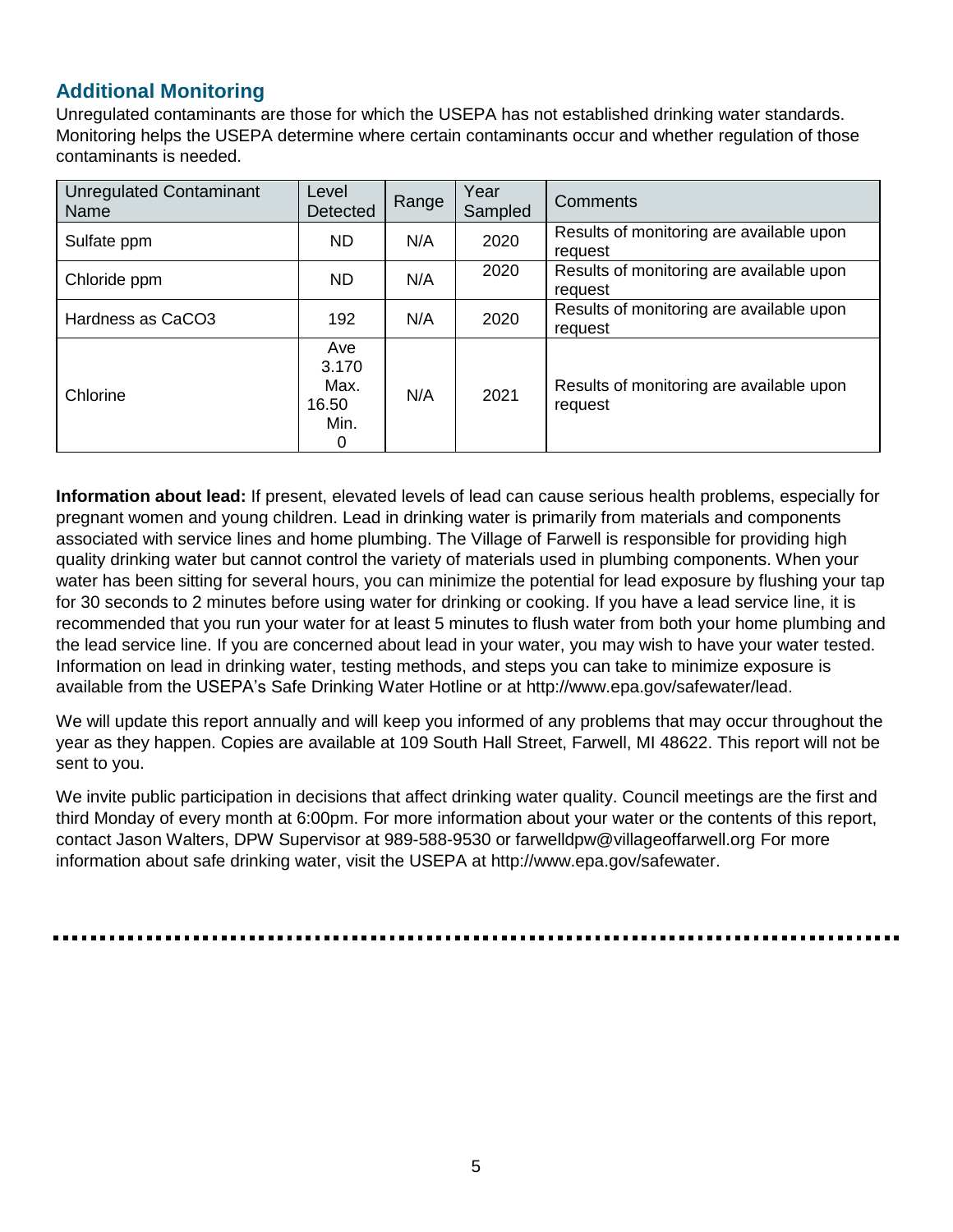## Additional Monitoring

Unregulated contaminants are those for which the USEPA has not established drinking water standards. Monitoring helps the USEPA determine where certain contaminants occur and whether regulation of those contaminants is needed.

| Unregulated Contaminant Name | Level Detected | Range | Year Sampled | Comments |
|---|---|---|---|---|
| Sulfate ppm | ND | N/A | 2020 | Results of monitoring are available upon request |
| Chloride ppm | ND | N/A | 2020 | Results of monitoring are available upon request |
| Hardness as CaCO3 | 192 | N/A | 2020 | Results of monitoring are available upon request |
| Chlorine | Ave 3.170 Max. 16.50 Min. 0 | N/A | 2021 | Results of monitoring are available upon request |

**Information about lead:** If present, elevated levels of lead can cause serious health problems, especially for pregnant women and young children. Lead in drinking water is primarily from materials and components associated with service lines and home plumbing. The Village of Farwell is responsible for providing high quality drinking water but cannot control the variety of materials used in plumbing components. When your water has been sitting for several hours, you can minimize the potential for lead exposure by flushing your tap for 30 seconds to 2 minutes before using water for drinking or cooking. If you have a lead service line, it is recommended that you run your water for at least 5 minutes to flush water from both your home plumbing and the lead service line. If you are concerned about lead in your water, you may wish to have your water tested. Information on lead in drinking water, testing methods, and steps you can take to minimize exposure is available from the USEPA's Safe Drinking Water Hotline or at http://www.epa.gov/safewater/lead.

We will update this report annually and will keep you informed of any problems that may occur throughout the year as they happen. Copies are available at 109 South Hall Street, Farwell, MI 48622. This report will not be sent to you.

We invite public participation in decisions that affect drinking water quality. Council meetings are the first and third Monday of every month at 6:00pm. For more information about your water or the contents of this report, contact Jason Walters, DPW Supervisor at 989-588-9530 or farwelldpw@villageoffarwell.org For more information about safe drinking water, visit the USEPA at http://www.epa.gov/safewater.